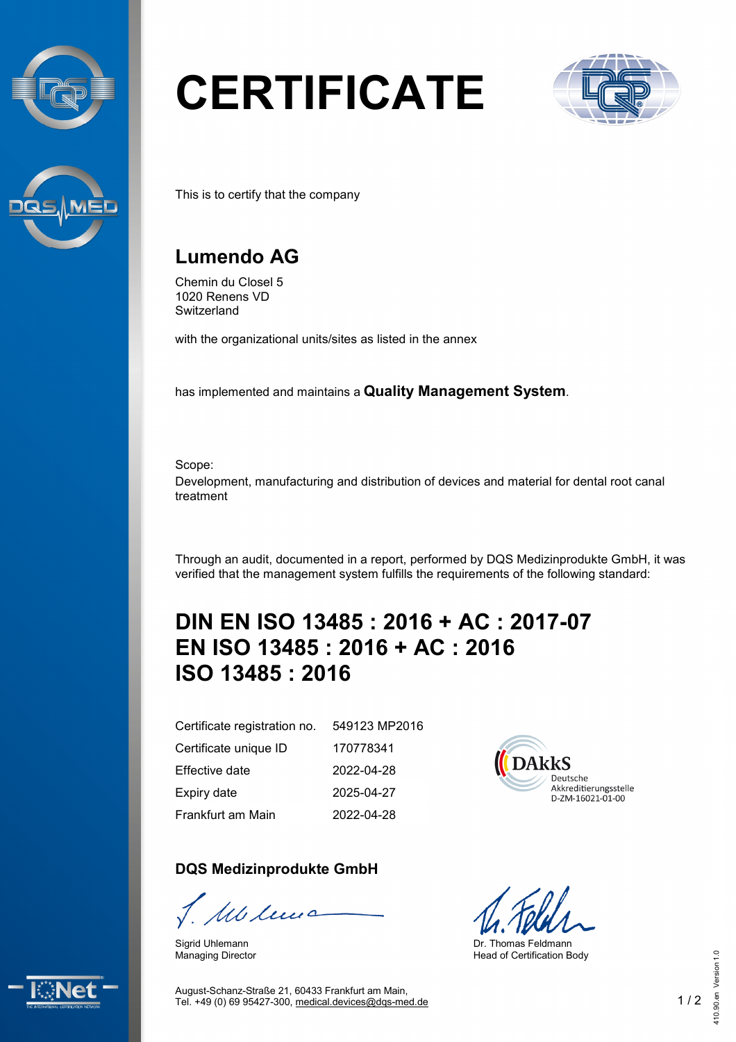# CERTIFICATE

This is to certify that the company

## Lumendo AG

Chemin du Closel 5
1020 Renens VD
Switzerland

with the organizational units/sites as listed in the annex

has implemented and maintains a **Quality Management System**.

Scope:
Development, manufacturing and distribution of devices and material for dental root canal treatment

Through an audit, documented in a report, performed by DQS Medizinprodukte GmbH, it was verified that the management system fulfills the requirements of the following standard:

## DIN EN ISO 13485 : 2016 + AC : 2017-07
## EN ISO 13485 : 2016 + AC : 2016
## ISO 13485 : 2016

| | |
|---|---|
| Certificate registration no. | 549123 MP2016 |
| Certificate unique ID | 170778341 |
| Effective date | 2022-04-28 |
| Expiry date | 2025-04-27 |
| Frankfurt am Main | 2022-04-28 |

DAkkS
Deutsche Akkreditierungsstelle
D-ZM-16021-01-00

### DQS Medizinprodukte GmbH

Sigrid Uhlemann
Managing Director

Dr. Thomas Feldmann
Head of Certification Body

August-Schanz-Straße 21, 60433 Frankfurt am Main,
Tel. +49 (0) 69 95427-300, medical.devices@dqs-med.de

410.90.en Version 1.0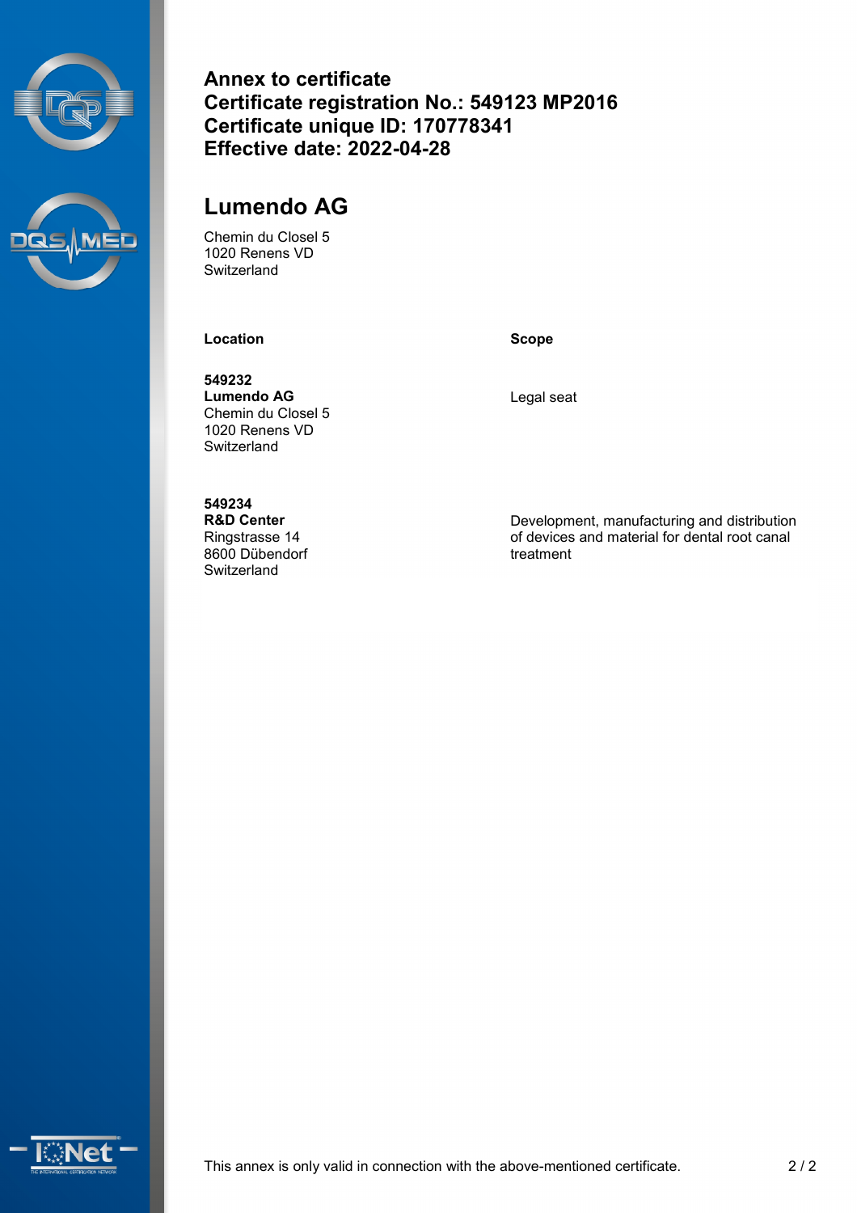# Annex to certificate
# Certificate registration No.: 549123 MP2016
# Certificate unique ID: 170778341
# Effective date: 2022-04-28

## Lumendo AG

Chemin du Closel 5
1020 Renens VD
Switzerland

| Location | Scope |
|---|---|
| **549232**<br>**Lumendo AG**<br>Chemin du Closel 5<br>1020 Renens VD<br>Switzerland | Legal seat |
| **549234**<br>**R&D Center**<br>Ringstrasse 14<br>8600 Dübendorf<br>Switzerland | Development, manufacturing and distribution of devices and material for dental root canal treatment |

This annex is only valid in connection with the above-mentioned certificate.